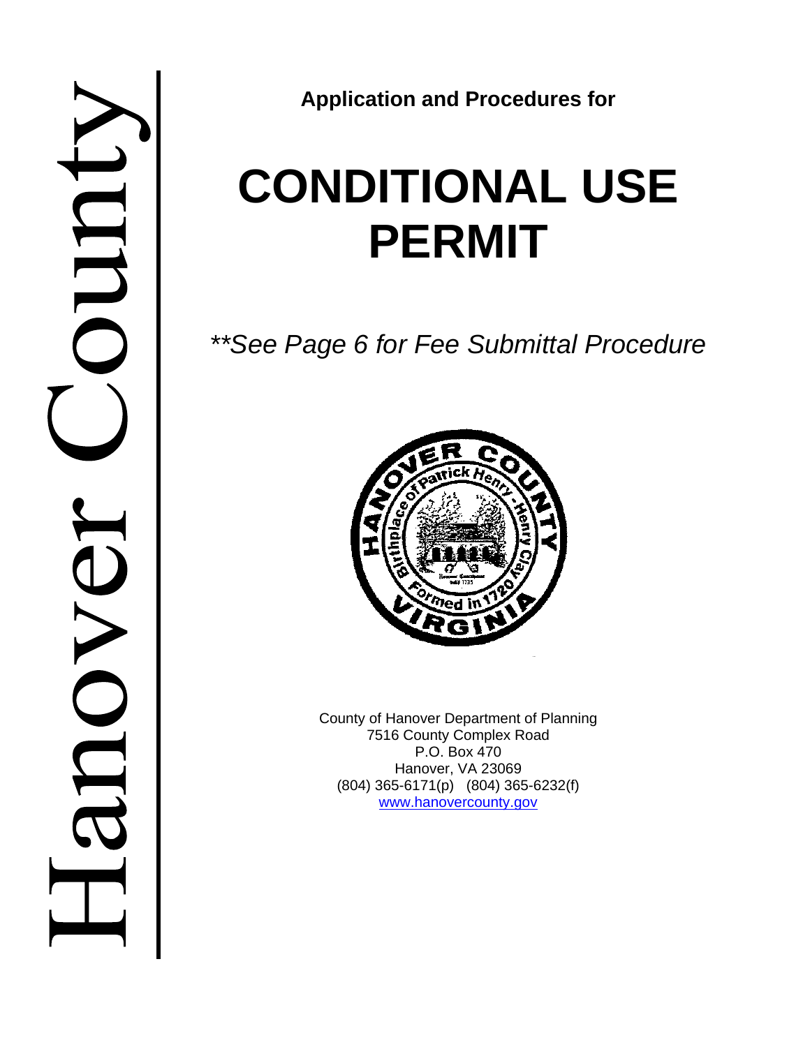Hanover County

**Application and Procedures for**

# CONDITIONAL USE PERMIT

*\*\*See Page 6 for Fee Submittal Procedure*

County of Hanover Department of Planning
7516 County Complex Road
P.O. Box 470
Hanover, VA 23069
(804) 365-6171(p) (804) 365-6232(f)
www.hanovercounty.gov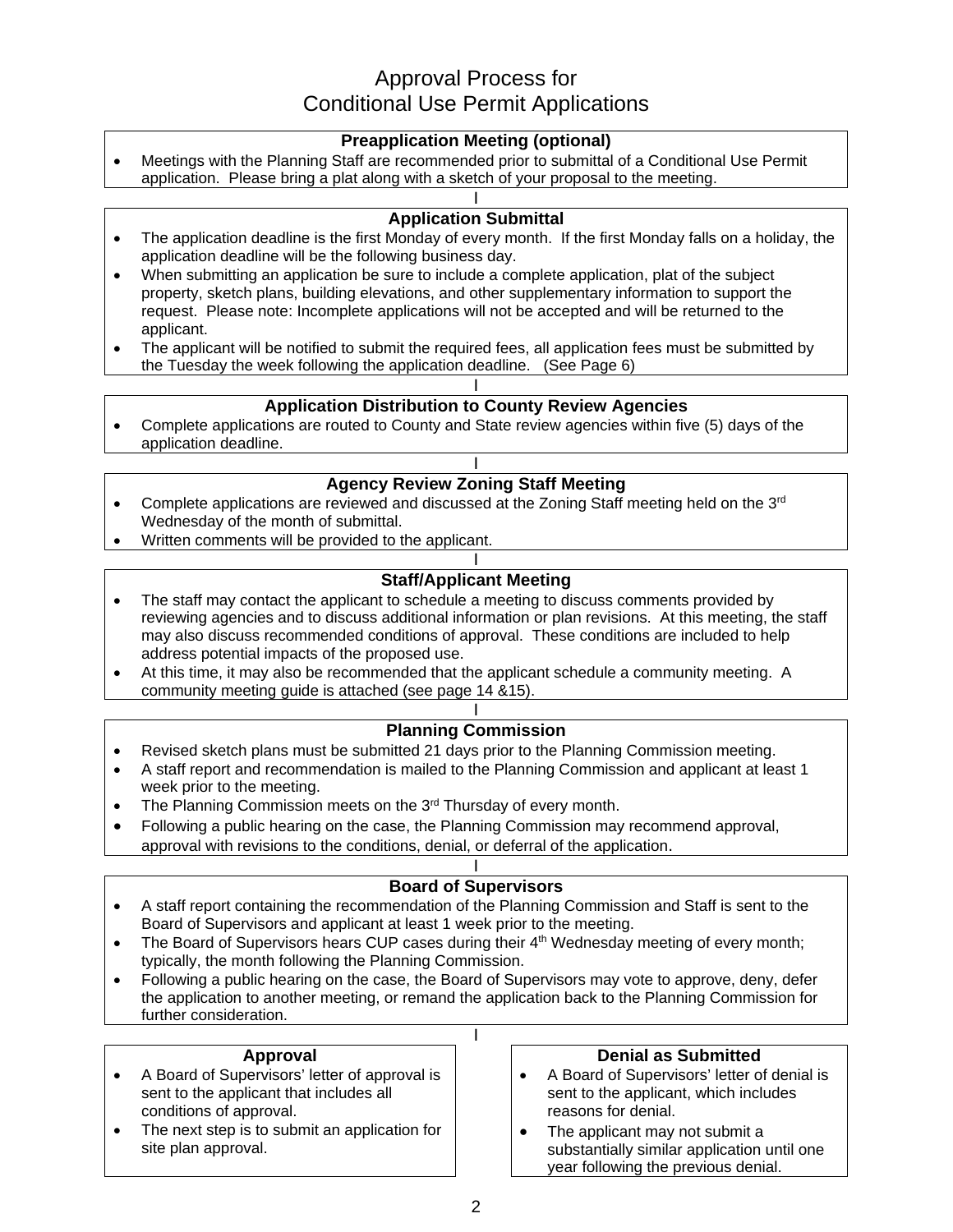# Approval Process for Conditional Use Permit Applications

### Preapplication Meeting (optional)

- Meetings with the Planning Staff are recommended prior to submittal of a Conditional Use Permit application. Please bring a plat along with a sketch of your proposal to the meeting.

### Application Submittal

- The application deadline is the first Monday of every month. If the first Monday falls on a holiday, the application deadline will be the following business day.
- When submitting an application be sure to include a complete application, plat of the subject property, sketch plans, building elevations, and other supplementary information to support the request. Please note: Incomplete applications will not be accepted and will be returned to the applicant.
- The applicant will be notified to submit the required fees, all application fees must be submitted by the Tuesday the week following the application deadline. (See Page 6)

### Application Distribution to County Review Agencies

- Complete applications are routed to County and State review agencies within five (5) days of the application deadline.

### Agency Review Zoning Staff Meeting

- Complete applications are reviewed and discussed at the Zoning Staff meeting held on the 3rd Wednesday of the month of submittal.
- Written comments will be provided to the applicant.

### Staff/Applicant Meeting

- The staff may contact the applicant to schedule a meeting to discuss comments provided by reviewing agencies and to discuss additional information or plan revisions. At this meeting, the staff may also discuss recommended conditions of approval. These conditions are included to help address potential impacts of the proposed use.
- At this time, it may also be recommended that the applicant schedule a community meeting. A community meeting guide is attached (see page 14 &15).

### Planning Commission

- Revised sketch plans must be submitted 21 days prior to the Planning Commission meeting.
- A staff report and recommendation is mailed to the Planning Commission and applicant at least 1 week prior to the meeting.
- The Planning Commission meets on the 3rd Thursday of every month.
- Following a public hearing on the case, the Planning Commission may recommend approval, approval with revisions to the conditions, denial, or deferral of the application.

### Board of Supervisors

- A staff report containing the recommendation of the Planning Commission and Staff is sent to the Board of Supervisors and applicant at least 1 week prior to the meeting.
- The Board of Supervisors hears CUP cases during their 4th Wednesday meeting of every month; typically, the month following the Planning Commission.
- Following a public hearing on the case, the Board of Supervisors may vote to approve, deny, defer the application to another meeting, or remand the application back to the Planning Commission for further consideration.

### Approval

- A Board of Supervisors' letter of approval is sent to the applicant that includes all conditions of approval.
- The next step is to submit an application for site plan approval.

### Denial as Submitted

- A Board of Supervisors' letter of denial is sent to the applicant, which includes reasons for denial.
- The applicant may not submit a substantially similar application until one year following the previous denial.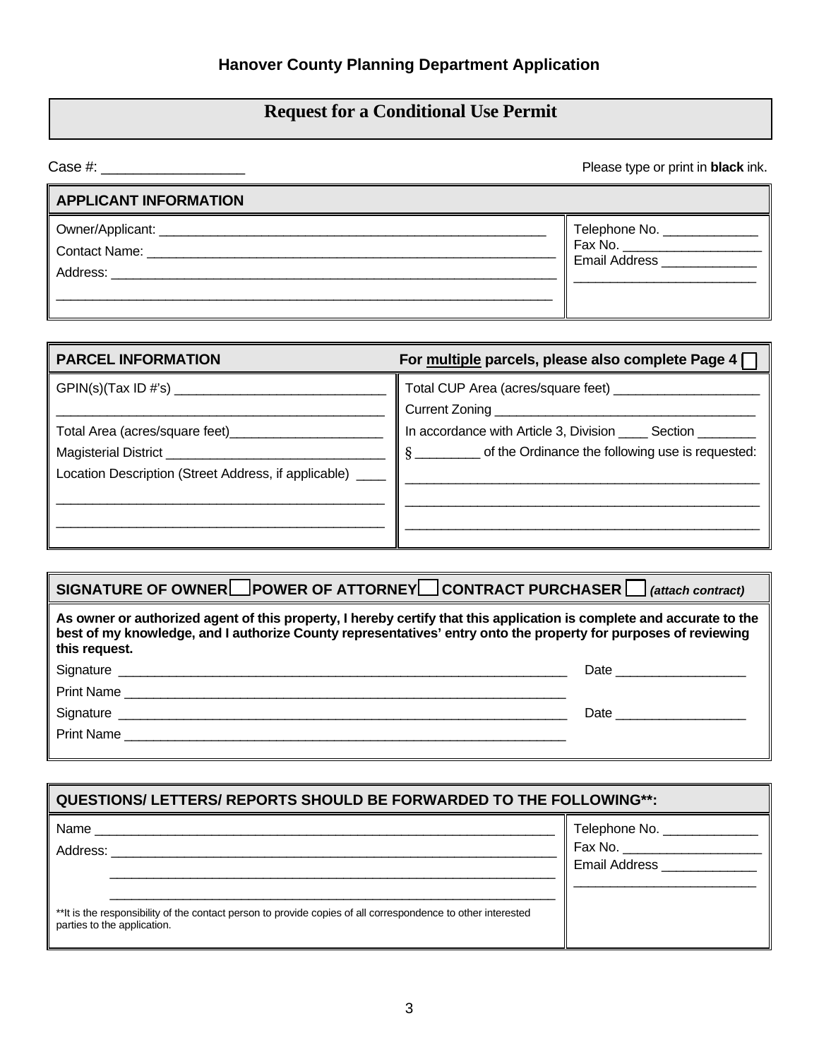**Hanover County Planning Department Application**

# Request for a Conditional Use Permit

Case #: __________________

Please type or print in **black** ink.

## APPLICANT INFORMATION

Owner/Applicant: _______________________________________________________

Contact Name: _________________________________________________________

Address: ______________________________________________________________

_____________________________________________________________________

Telephone No. _____________

Fax No. ___________________

Email Address _____________

_________________________

## PARCEL INFORMATION

**For multiple parcels, please also complete Page 4** ☐

GPIN(s)(Tax ID #'s) ______________________________

_____________________________________________

Total Area (acres/square feet)______________________

Magisterial District _______________________________

Location Description (Street Address, if applicable) ____

_____________________________________________

_____________________________________________

Total CUP Area (acres/square feet) ____________________

Current Zoning ___________________________________

In accordance with Article 3, Division ____ Section ________

§ _________ of the Ordinance the following use is requested:

_______________________________________________

_______________________________________________

_______________________________________________

## SIGNATURE OF OWNER ☐ POWER OF ATTORNEY ☐ CONTRACT PURCHASER ☐ *(attach contract)*

**As owner or authorized agent of this property, I hereby certify that this application is complete and accurate to the best of my knowledge, and I authorize County representatives' entry onto the property for purposes of reviewing this request.**

Signature _________________________________________________________ Date _________________

Print Name ________________________________________________________

Signature _________________________________________________________ Date _________________

Print Name ________________________________________________________

## QUESTIONS/ LETTERS/ REPORTS SHOULD BE FORWARDED TO THE FOLLOWING**:

Name _________________________________________________________________

Address: ______________________________________________________________

_____________________________________________________________

_____________________________________________________________

**It is the responsibility of the contact person to provide copies of all correspondence to other interested parties to the application.

Telephone No. _____________

Fax No. ___________________

Email Address _____________

_________________________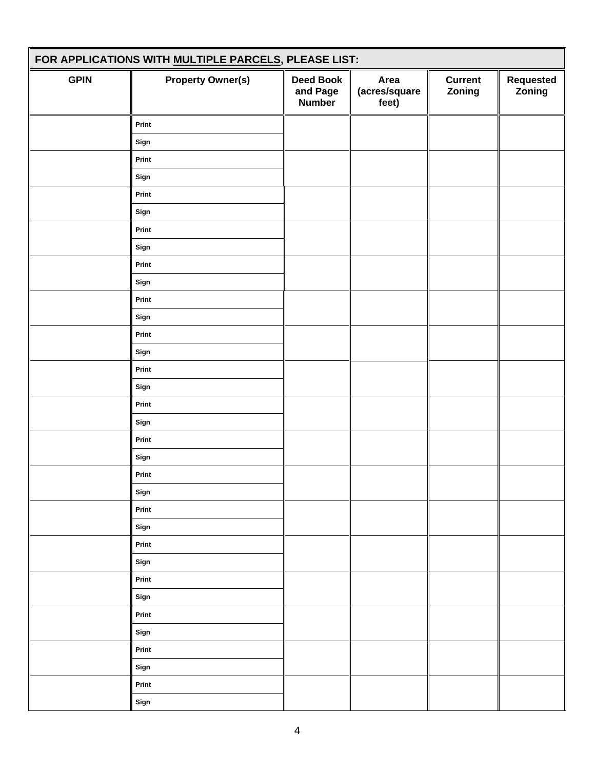## FOR APPLICATIONS WITH MULTIPLE PARCELS, PLEASE LIST:

| GPIN | Property Owner(s) | Deed Book and Page Number | Area (acres/square feet) | Current Zoning | Requested Zoning |
|---|---|---|---|---|---|
| | Print | | | | |
| | Sign | | | | |
| | Print | | | | |
| | Sign | | | | |
| | Print | | | | |
| | Sign | | | | |
| | Print | | | | |
| | Sign | | | | |
| | Print | | | | |
| | Sign | | | | |
| | Print | | | | |
| | Sign | | | | |
| | Print | | | | |
| | Sign | | | | |
| | Print | | | | |
| | Sign | | | | |
| | Print | | | | |
| | Sign | | | | |
| | Print | | | | |
| | Sign | | | | |
| | Print | | | | |
| | Sign | | | | |
| | Print | | | | |
| | Sign | | | | |
| | Print | | | | |
| | Sign | | | | |
| | Print | | | | |
| | Sign | | | | |
| | Print | | | | |
| | Sign | | | | |
| | Print | | | | |
| | Sign | | | | |
| | Print | | | | |
| | Sign | | | | |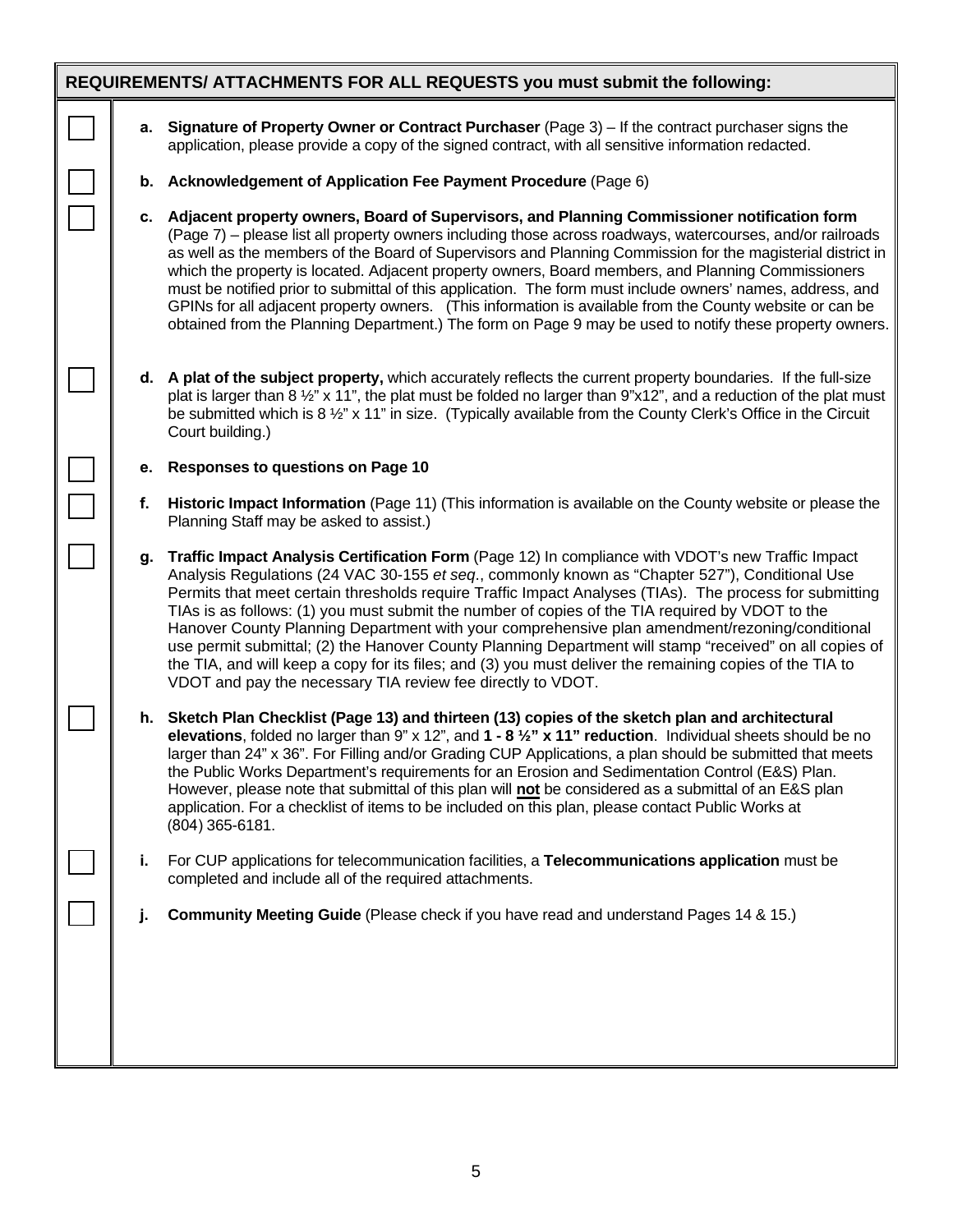## REQUIREMENTS/ ATTACHMENTS FOR ALL REQUESTS you must submit the following:

- [ ] **a. Signature of Property Owner or Contract Purchaser** (Page 3) – If the contract purchaser signs the application, please provide a copy of the signed contract, with all sensitive information redacted.

- [ ] **b. Acknowledgement of Application Fee Payment Procedure** (Page 6)

- [ ] **c. Adjacent property owners, Board of Supervisors, and Planning Commissioner notification form** (Page 7) – please list all property owners including those across roadways, watercourses, and/or railroads as well as the members of the Board of Supervisors and Planning Commission for the magisterial district in which the property is located. Adjacent property owners, Board members, and Planning Commissioners must be notified prior to submittal of this application. The form must include owners' names, address, and GPINs for all adjacent property owners. (This information is available from the County website or can be obtained from the Planning Department.) The form on Page 9 may be used to notify these property owners.

- [ ] **d. A plat of the subject property,** which accurately reflects the current property boundaries. If the full-size plat is larger than 8 ½" x 11", the plat must be folded no larger than 9"x12", and a reduction of the plat must be submitted which is 8 ½" x 11" in size. (Typically available from the County Clerk's Office in the Circuit Court building.)

- [ ] **e. Responses to questions on Page 10**

- [ ] **f. Historic Impact Information** (Page 11) (This information is available on the County website or please the Planning Staff may be asked to assist.)

- [ ] **g. Traffic Impact Analysis Certification Form** (Page 12) In compliance with VDOT's new Traffic Impact Analysis Regulations (24 VAC 30-155 *et seq*., commonly known as "Chapter 527"), Conditional Use Permits that meet certain thresholds require Traffic Impact Analyses (TIAs). The process for submitting TIAs is as follows: (1) you must submit the number of copies of the TIA required by VDOT to the Hanover County Planning Department with your comprehensive plan amendment/rezoning/conditional use permit submittal; (2) the Hanover County Planning Department will stamp "received" on all copies of the TIA, and will keep a copy for its files; and (3) you must deliver the remaining copies of the TIA to VDOT and pay the necessary TIA review fee directly to VDOT.

- [ ] **h. Sketch Plan Checklist (Page 13) and thirteen (13) copies of the sketch plan and architectural elevations**, folded no larger than 9" x 12", and **1 - 8 ½" x 11" reduction**. Individual sheets should be no larger than 24" x 36". For Filling and/or Grading CUP Applications, a plan should be submitted that meets the Public Works Department's requirements for an Erosion and Sedimentation Control (E&S) Plan. However, please note that submittal of this plan will **<u>not</u>** be considered as a submittal of an E&S plan application. For a checklist of items to be included on this plan, please contact Public Works at (804) 365-6181.

- [ ] **i.** For CUP applications for telecommunication facilities, a **Telecommunications application** must be completed and include all of the required attachments.

- [ ] **j. Community Meeting Guide** (Please check if you have read and understand Pages 14 & 15.)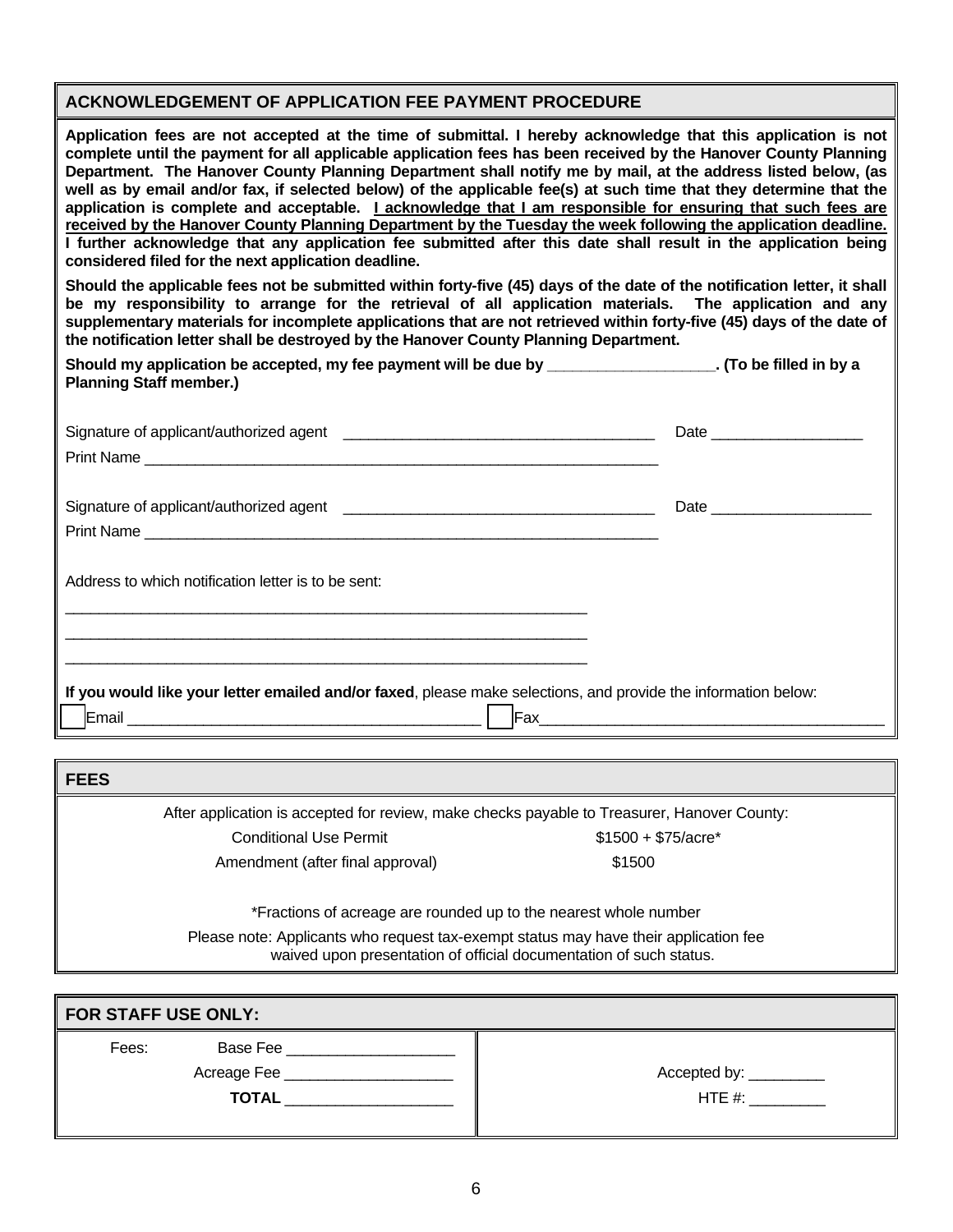## ACKNOWLEDGEMENT OF APPLICATION FEE PAYMENT PROCEDURE

**Application fees are not accepted at the time of submittal. I hereby acknowledge that this application is not complete until the payment for all applicable application fees has been received by the Hanover County Planning Department. The Hanover County Planning Department shall notify me by mail, at the address listed below, (as well as by email and/or fax, if selected below) of the applicable fee(s) at such time that they determine that the application is complete and acceptable. <u>I acknowledge that I am responsible for ensuring that such fees are received by the Hanover County Planning Department by the Tuesday the week following the application deadline.</u> I further acknowledge that any application fee submitted after this date shall result in the application being considered filed for the next application deadline.**

**Should the applicable fees not be submitted within forty-five (45) days of the date of the notification letter, it shall be my responsibility to arrange for the retrieval of all application materials. The application and any supplementary materials for incomplete applications that are not retrieved within forty-five (45) days of the date of the notification letter shall be destroyed by the Hanover County Planning Department.**

**Should my application be accepted, my fee payment will be due by ___________________. (To be filled in by a Planning Staff member.)**

Signature of applicant/authorized agent _____________________________________ Date __________________

Print Name _______________________________________________________________

Signature of applicant/authorized agent _____________________________________ Date ___________________

Print Name _______________________________________________________________

Address to which notification letter is to be sent:

_______________________________________________________________

_______________________________________________________________

_______________________________________________________________

**If you would like your letter emailed and/or faxed**, please make selections, and provide the information below:

☐ Email __________________________________________ ☐ Fax_________________________________________

## FEES

After application is accepted for review, make checks payable to Treasurer, Hanover County:

| | |
|---|---|
| Conditional Use Permit | $1500 + $75/acre* |
| Amendment (after final approval) | $1500 |

*Fractions of acreage are rounded up to the nearest whole number

Please note: Applicants who request tax-exempt status may have their application fee waived upon presentation of official documentation of such status.

## FOR STAFF USE ONLY:

Fees: Base Fee ____________________

Acreage Fee ____________________

**TOTAL** ____________________

Accepted by: _________

HTE #: _________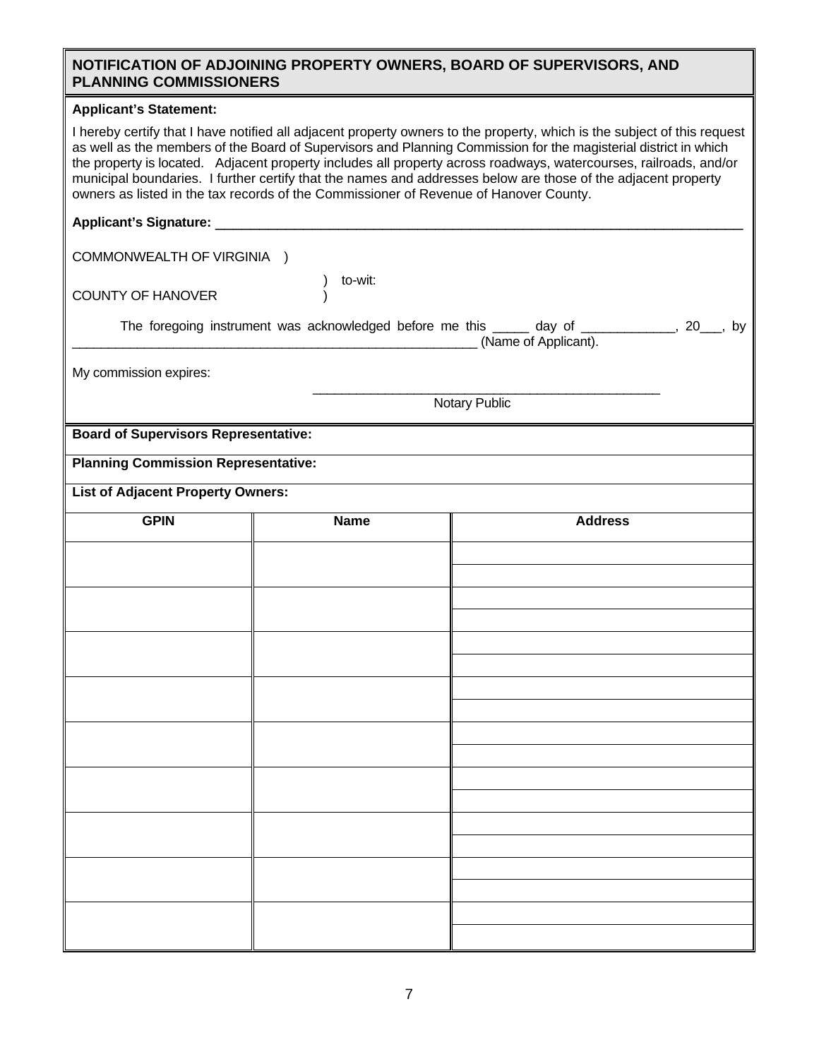## NOTIFICATION OF ADJOINING PROPERTY OWNERS, BOARD OF SUPERVISORS, AND PLANNING COMMISSIONERS

**Applicant's Statement:**

I hereby certify that I have notified all adjacent property owners to the property, which is the subject of this request as well as the members of the Board of Supervisors and Planning Commission for the magisterial district in which the property is located. Adjacent property includes all property across roadways, watercourses, railroads, and/or municipal boundaries. I further certify that the names and addresses below are those of the adjacent property owners as listed in the tax records of the Commissioner of Revenue of Hanover County.

**Applicant's Signature:** ___________________________________________________________________________

COMMONWEALTH OF VIRGINIA )
) to-wit:
COUNTY OF HANOVER )

The foregoing instrument was acknowledged before me this _____ day of _____________, 20___, by ___________________________________________________________ (Name of Applicant).

My commission expires:

___________________________________________________
Notary Public

**Board of Supervisors Representative:**

**Planning Commission Representative:**

**List of Adjacent Property Owners:**

| GPIN | Name | Address |
|---|---|---|
| | | |
| | | |
| | | |
| | | |
| | | |
| | | |
| | | |
| | | |
| | | |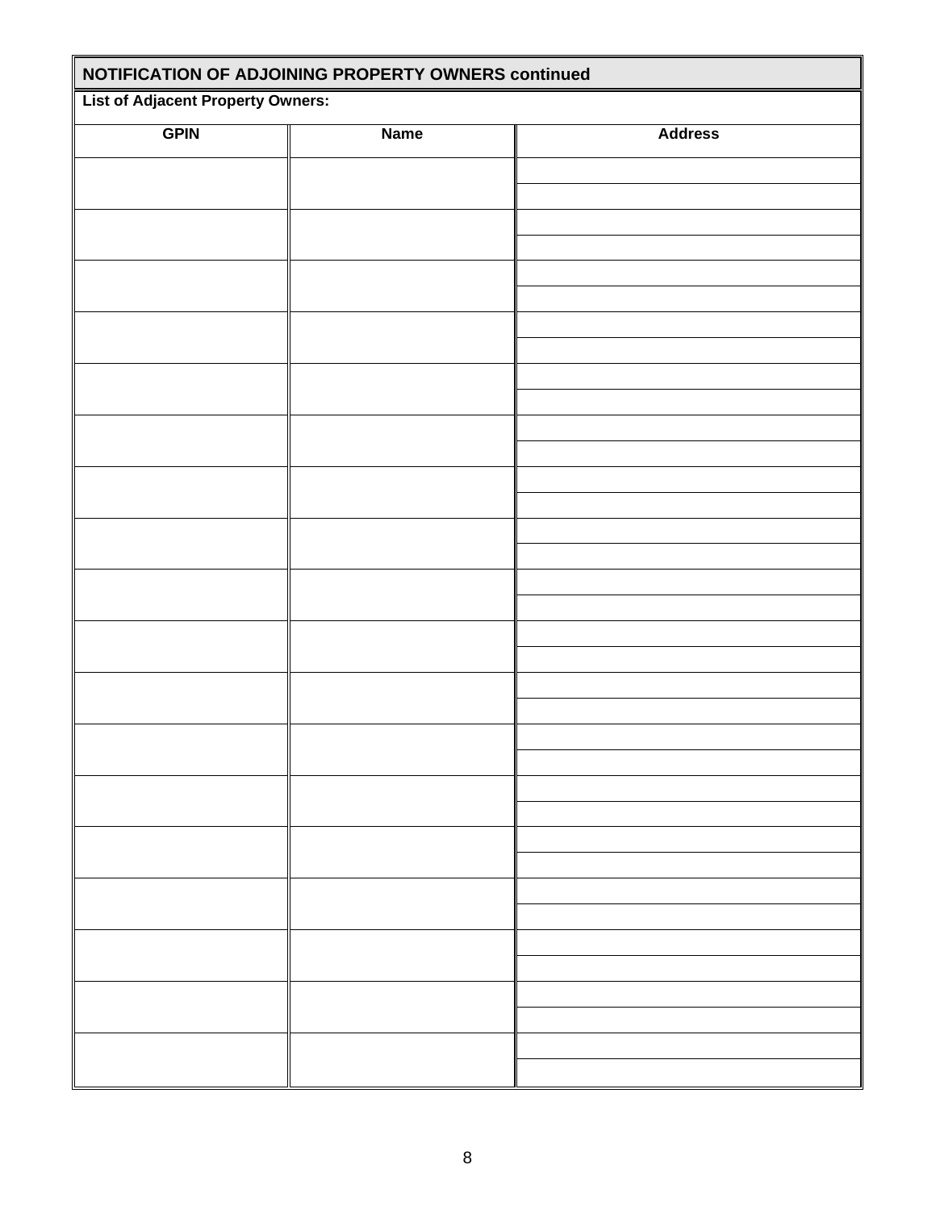## NOTIFICATION OF ADJOINING PROPERTY OWNERS continued

**List of Adjacent Property Owners:**

| GPIN | Name | Address |
|---|---|---|
| | | |
| | | |
| | | |
| | | |
| | | |
| | | |
| | | |
| | | |
| | | |
| | | |
| | | |
| | | |
| | | |
| | | |
| | | |
| | | |
| | | |
| | | |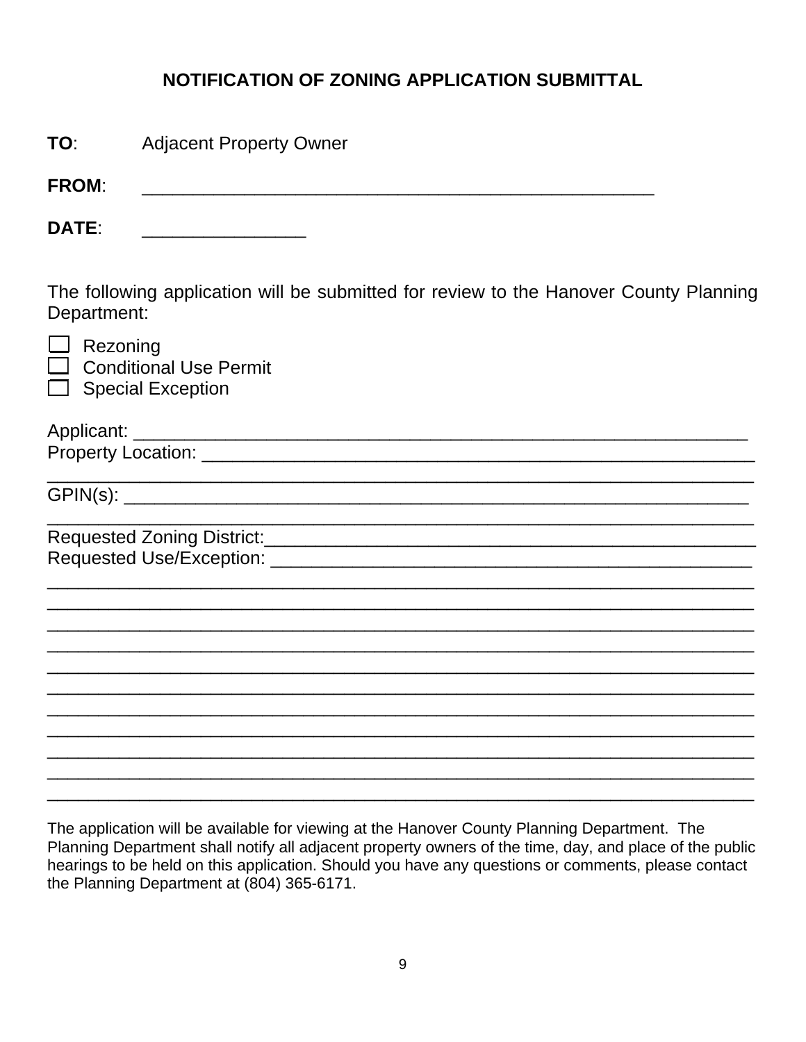## NOTIFICATION OF ZONING APPLICATION SUBMITTAL

**TO**: Adjacent Property Owner

**FROM**: ________________________________________________

**DATE**: _______________

The following application will be submitted for review to the Hanover County Planning Department:

- ☐ Rezoning
- ☐ Conditional Use Permit
- ☐ Special Exception

Applicant: ____________________________________________________________

Property Location: _______________________________________________________

_______________________________________________________________________

GPIN(s): _______________________________________________________________

_______________________________________________________________________

Requested Zoning District:_________________________________________________

Requested Use/Exception: _________________________________________________

_______________________________________________________________________

_______________________________________________________________________

_______________________________________________________________________

_______________________________________________________________________

_______________________________________________________________________

_______________________________________________________________________

_______________________________________________________________________

_______________________________________________________________________

_______________________________________________________________________

_______________________________________________________________________

_______________________________________________________________________

The application will be available for viewing at the Hanover County Planning Department. The Planning Department shall notify all adjacent property owners of the time, day, and place of the public hearings to be held on this application. Should you have any questions or comments, please contact the Planning Department at (804) 365-6171.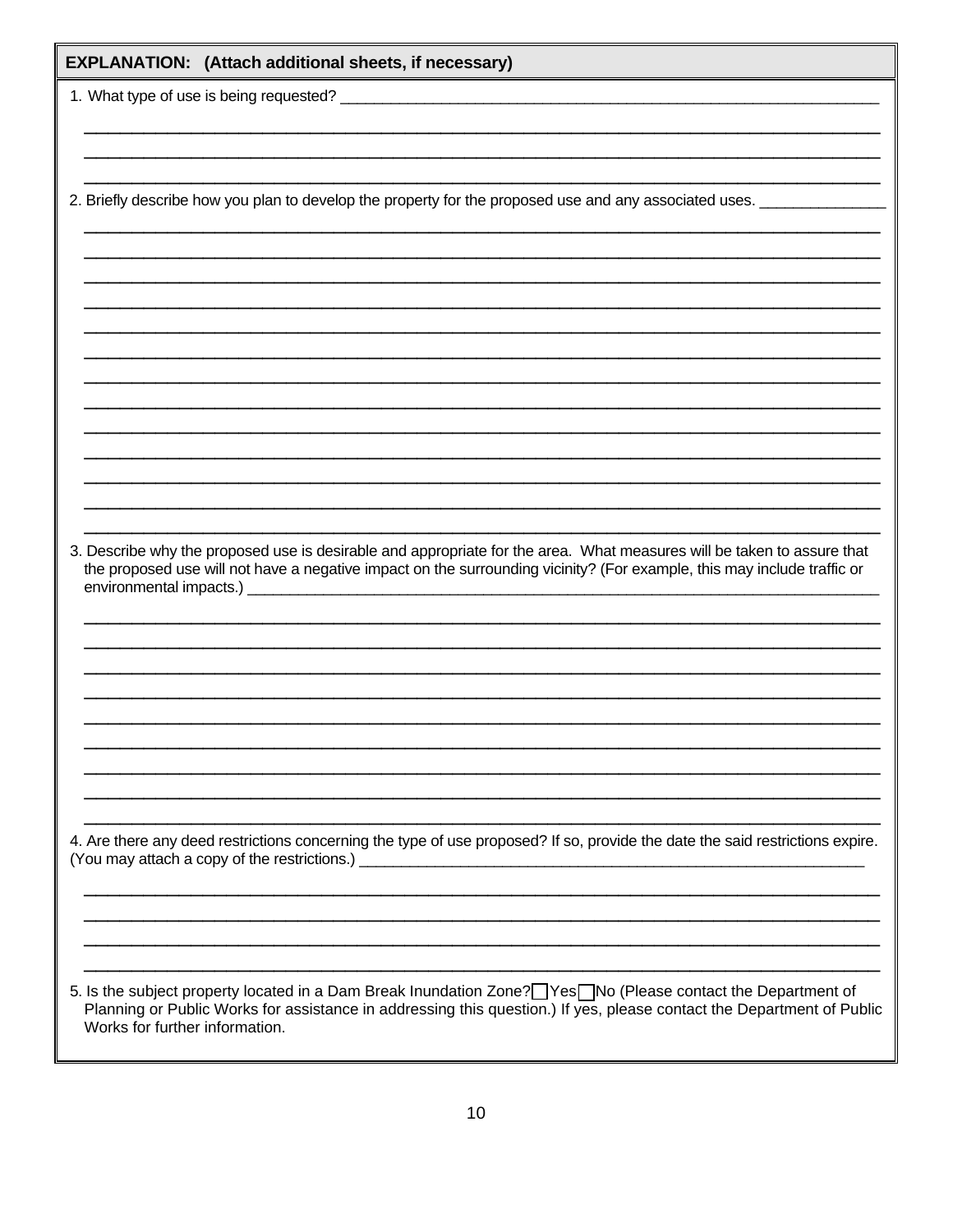## EXPLANATION: (Attach additional sheets, if necessary)

1. What type of use is being requested? ___________________________________________________________

___________________________________________________________________________

___________________________________________________________________________

___________________________________________________________________________

2. Briefly describe how you plan to develop the property for the proposed use and any associated uses. _______________

___________________________________________________________________________

___________________________________________________________________________

___________________________________________________________________________

___________________________________________________________________________

___________________________________________________________________________

___________________________________________________________________________

___________________________________________________________________________

___________________________________________________________________________

___________________________________________________________________________

___________________________________________________________________________

___________________________________________________________________________

___________________________________________________________________________

___________________________________________________________________________

3. Describe why the proposed use is desirable and appropriate for the area. What measures will be taken to assure that the proposed use will not have a negative impact on the surrounding vicinity? (For example, this may include traffic or environmental impacts.) ___________________________________________________________

___________________________________________________________________________

___________________________________________________________________________

___________________________________________________________________________

___________________________________________________________________________

___________________________________________________________________________

___________________________________________________________________________

___________________________________________________________________________

___________________________________________________________________________

___________________________________________________________________________

4. Are there any deed restrictions concerning the type of use proposed? If so, provide the date the said restrictions expire. (You may attach a copy of the restrictions.) ___________________________________________________________

___________________________________________________________________________

___________________________________________________________________________

___________________________________________________________________________

___________________________________________________________________________

5. Is the subject property located in a Dam Break Inundation Zone? ☐ Yes ☐ No (Please contact the Department of Planning or Public Works for assistance in addressing this question.) If yes, please contact the Department of Public Works for further information.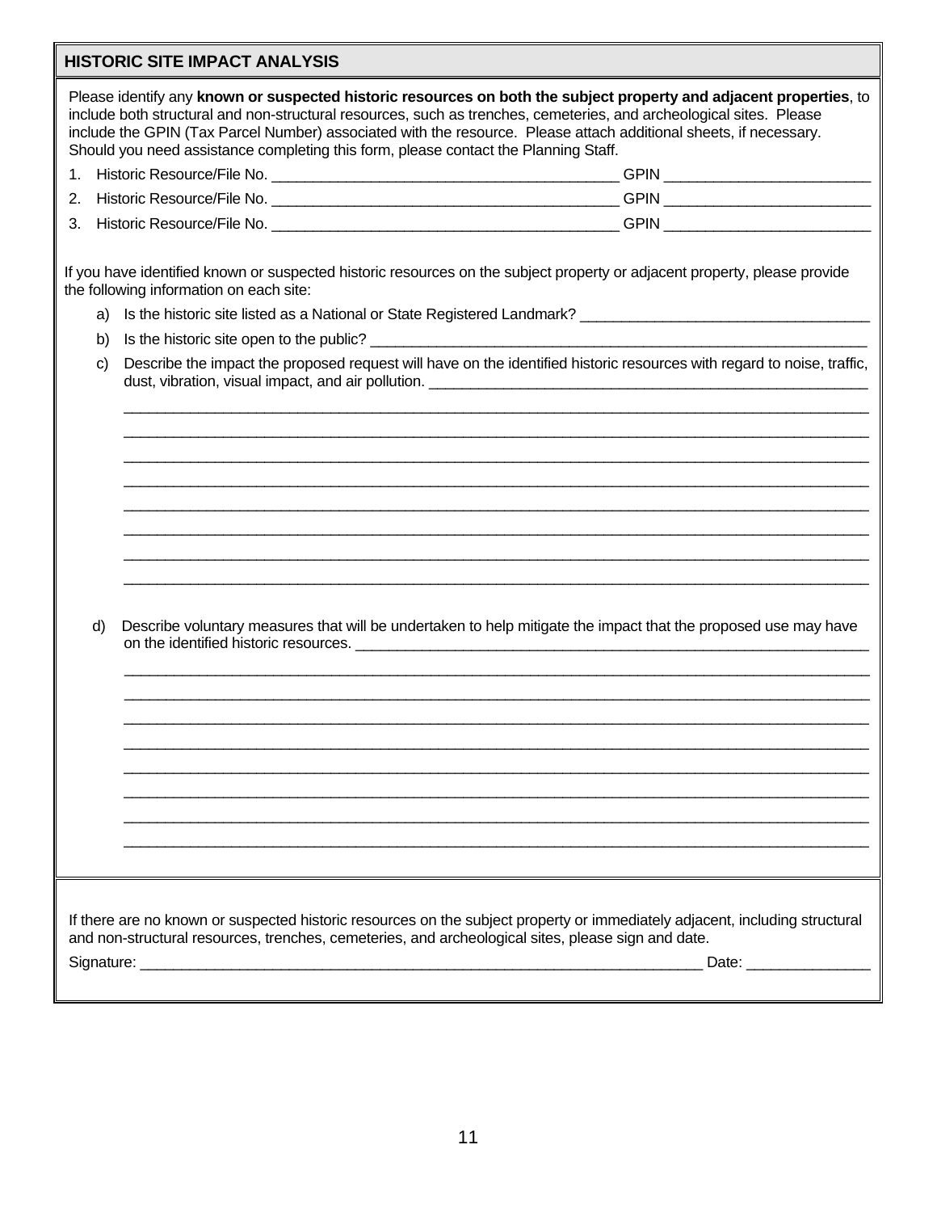## HISTORIC SITE IMPACT ANALYSIS

Please identify any **known or suspected historic resources on both the subject property and adjacent properties**, to include both structural and non-structural resources, such as trenches, cemeteries, and archeological sites. Please include the GPIN (Tax Parcel Number) associated with the resource. Please attach additional sheets, if necessary. Should you need assistance completing this form, please contact the Planning Staff.

1. Historic Resource/File No. ____________________________________________ GPIN __________________________
2. Historic Resource/File No. ____________________________________________ GPIN __________________________
3. Historic Resource/File No. ____________________________________________ GPIN __________________________

If you have identified known or suspected historic resources on the subject property or adjacent property, please provide the following information on each site:

a) Is the historic site listed as a National or State Registered Landmark? ______________________________________

b) Is the historic site open to the public? ___________________________________________________________________

c) Describe the impact the proposed request will have on the identified historic resources with regard to noise, traffic, dust, vibration, visual impact, and air pollution. ________________________________________________________

_____________________________________________________________________________________________________
_____________________________________________________________________________________________________
_____________________________________________________________________________________________________
_____________________________________________________________________________________________________
_____________________________________________________________________________________________________
_____________________________________________________________________________________________________
_____________________________________________________________________________________________________
_____________________________________________________________________________________________________

d) Describe voluntary measures that will be undertaken to help mitigate the impact that the proposed use may have on the identified historic resources. ______________________________________________________________________

_____________________________________________________________________________________________________
_____________________________________________________________________________________________________
_____________________________________________________________________________________________________
_____________________________________________________________________________________________________
_____________________________________________________________________________________________________
_____________________________________________________________________________________________________
_____________________________________________________________________________________________________
_____________________________________________________________________________________________________

If there are no known or suspected historic resources on the subject property or immediately adjacent, including structural and non-structural resources, trenches, cemeteries, and archeological sites, please sign and date.

Signature: ___________________________________________________________________________ Date: ________________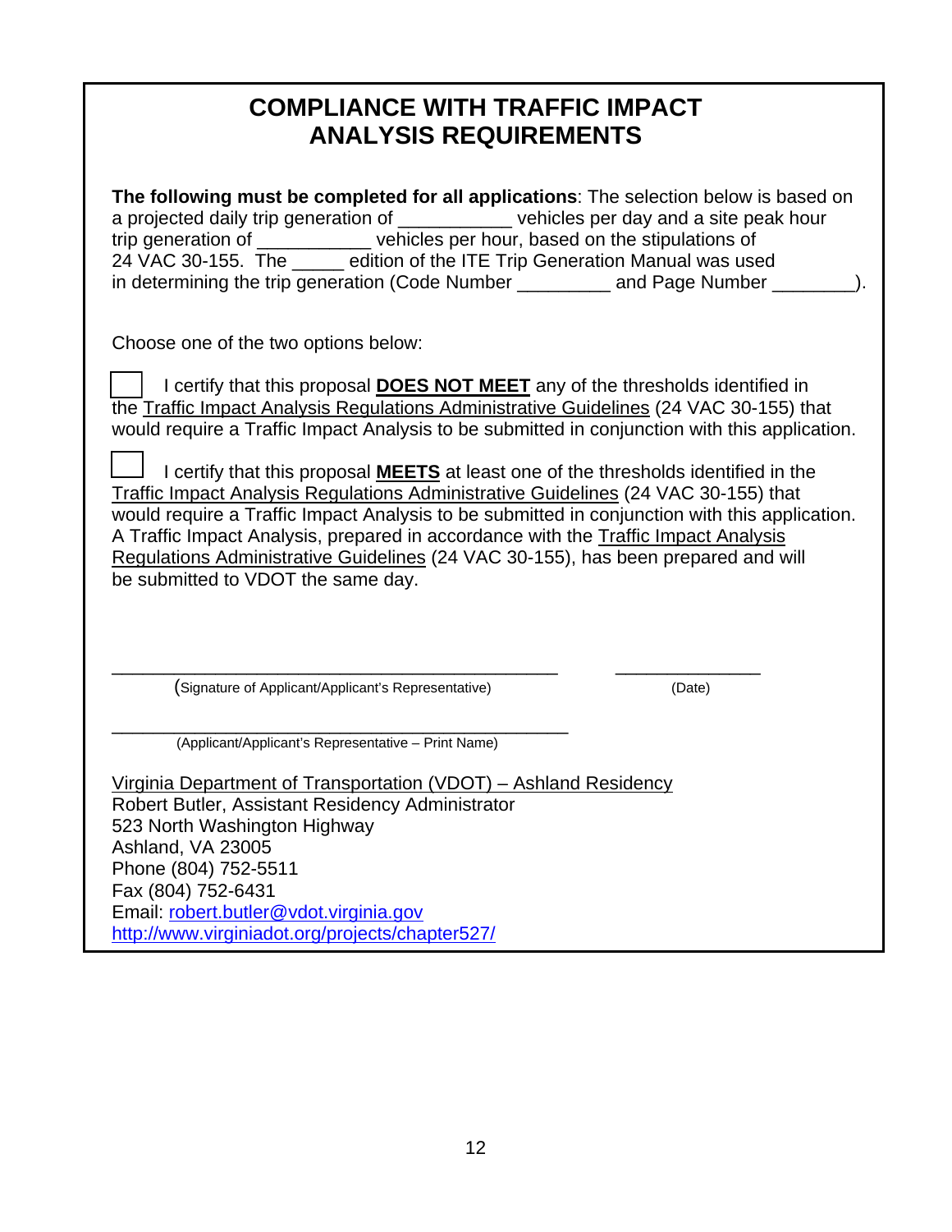# COMPLIANCE WITH TRAFFIC IMPACT ANALYSIS REQUIREMENTS

**The following must be completed for all applications**: The selection below is based on a projected daily trip generation of ___________ vehicles per day and a site peak hour trip generation of ___________ vehicles per hour, based on the stipulations of 24 VAC 30-155. The _____ edition of the ITE Trip Generation Manual was used in determining the trip generation (Code Number _________ and Page Number ________).

Choose one of the two options below:

☐ I certify that this proposal **DOES NOT MEET** any of the thresholds identified in the Traffic Impact Analysis Regulations Administrative Guidelines (24 VAC 30-155) that would require a Traffic Impact Analysis to be submitted in conjunction with this application.

☐ I certify that this proposal **MEETS** at least one of the thresholds identified in the Traffic Impact Analysis Regulations Administrative Guidelines (24 VAC 30-155) that would require a Traffic Impact Analysis to be submitted in conjunction with this application. A Traffic Impact Analysis, prepared in accordance with the Traffic Impact Analysis Regulations Administrative Guidelines (24 VAC 30-155), has been prepared and will be submitted to VDOT the same day.

_____________________________________________ ______________
(Signature of Applicant/Applicant's Representative) (Date)

_____________________________________________
(Applicant/Applicant's Representative – Print Name)

Virginia Department of Transportation (VDOT) – Ashland Residency
Robert Butler, Assistant Residency Administrator
523 North Washington Highway
Ashland, VA 23005
Phone (804) 752-5511
Fax (804) 752-6431
Email: robert.butler@vdot.virginia.gov
http://www.virginiadot.org/projects/chapter527/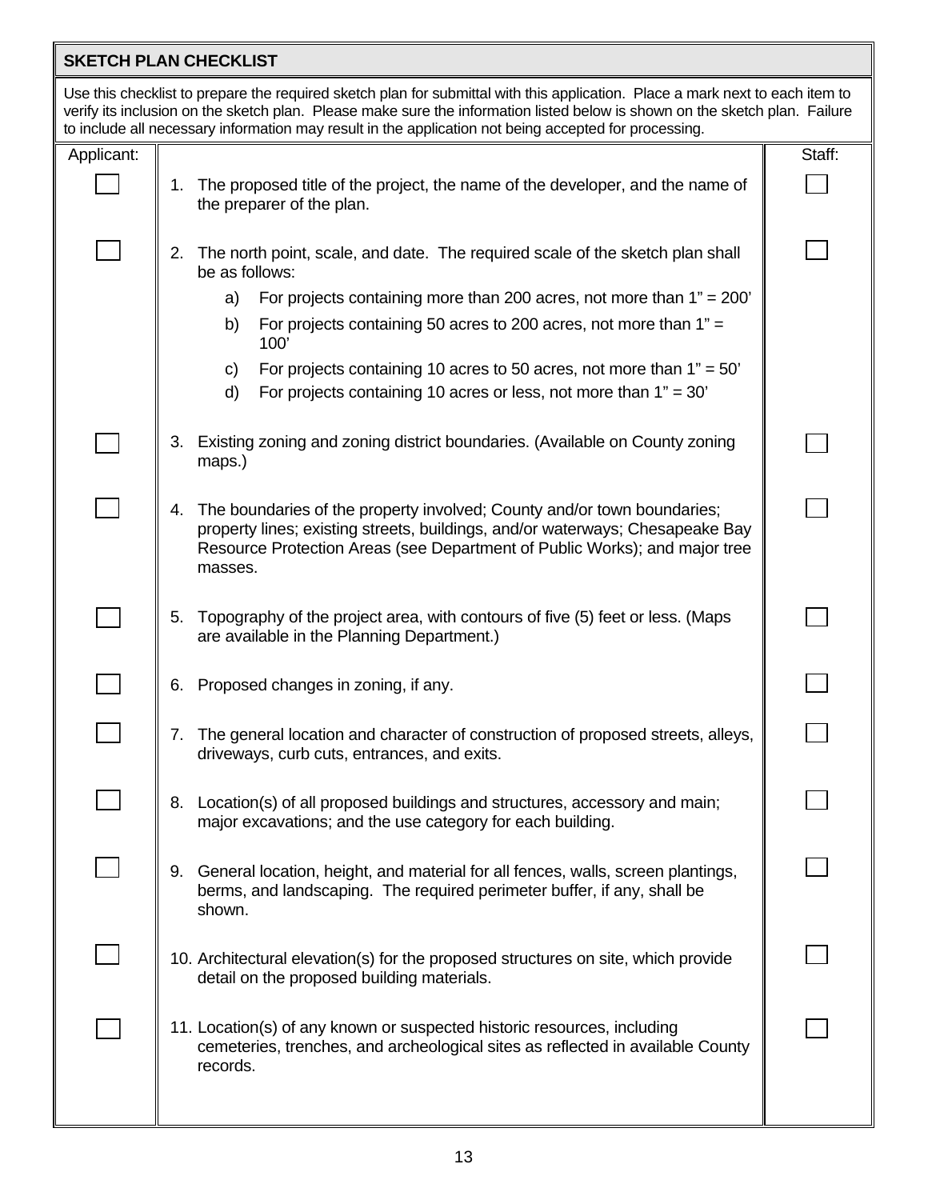## SKETCH PLAN CHECKLIST

Use this checklist to prepare the required sketch plan for submittal with this application. Place a mark next to each item to verify its inclusion on the sketch plan. Please make sure the information listed below is shown on the sketch plan. Failure to include all necessary information may result in the application not being accepted for processing.

| Applicant: | | Staff: |
|---|---|---|
| ☐ | 1. The proposed title of the project, the name of the developer, and the name of the preparer of the plan. | ☐ |
| ☐ | 2. The north point, scale, and date. The required scale of the sketch plan shall be as follows:<br>a) For projects containing more than 200 acres, not more than 1" = 200'<br>b) For projects containing 50 acres to 200 acres, not more than 1" = 100'<br>c) For projects containing 10 acres to 50 acres, not more than 1" = 50'<br>d) For projects containing 10 acres or less, not more than 1" = 30' | ☐ |
| ☐ | 3. Existing zoning and zoning district boundaries. (Available on County zoning maps.) | ☐ |
| ☐ | 4. The boundaries of the property involved; County and/or town boundaries; property lines; existing streets, buildings, and/or waterways; Chesapeake Bay Resource Protection Areas (see Department of Public Works); and major tree masses. | ☐ |
| ☐ | 5. Topography of the project area, with contours of five (5) feet or less. (Maps are available in the Planning Department.) | ☐ |
| ☐ | 6. Proposed changes in zoning, if any. | ☐ |
| ☐ | 7. The general location and character of construction of proposed streets, alleys, driveways, curb cuts, entrances, and exits. | ☐ |
| ☐ | 8. Location(s) of all proposed buildings and structures, accessory and main; major excavations; and the use category for each building. | ☐ |
| ☐ | 9. General location, height, and material for all fences, walls, screen plantings, berms, and landscaping. The required perimeter buffer, if any, shall be shown. | ☐ |
| ☐ | 10. Architectural elevation(s) for the proposed structures on site, which provide detail on the proposed building materials. | ☐ |
| ☐ | 11. Location(s) of any known or suspected historic resources, including cemeteries, trenches, and archeological sites as reflected in available County records. | ☐ |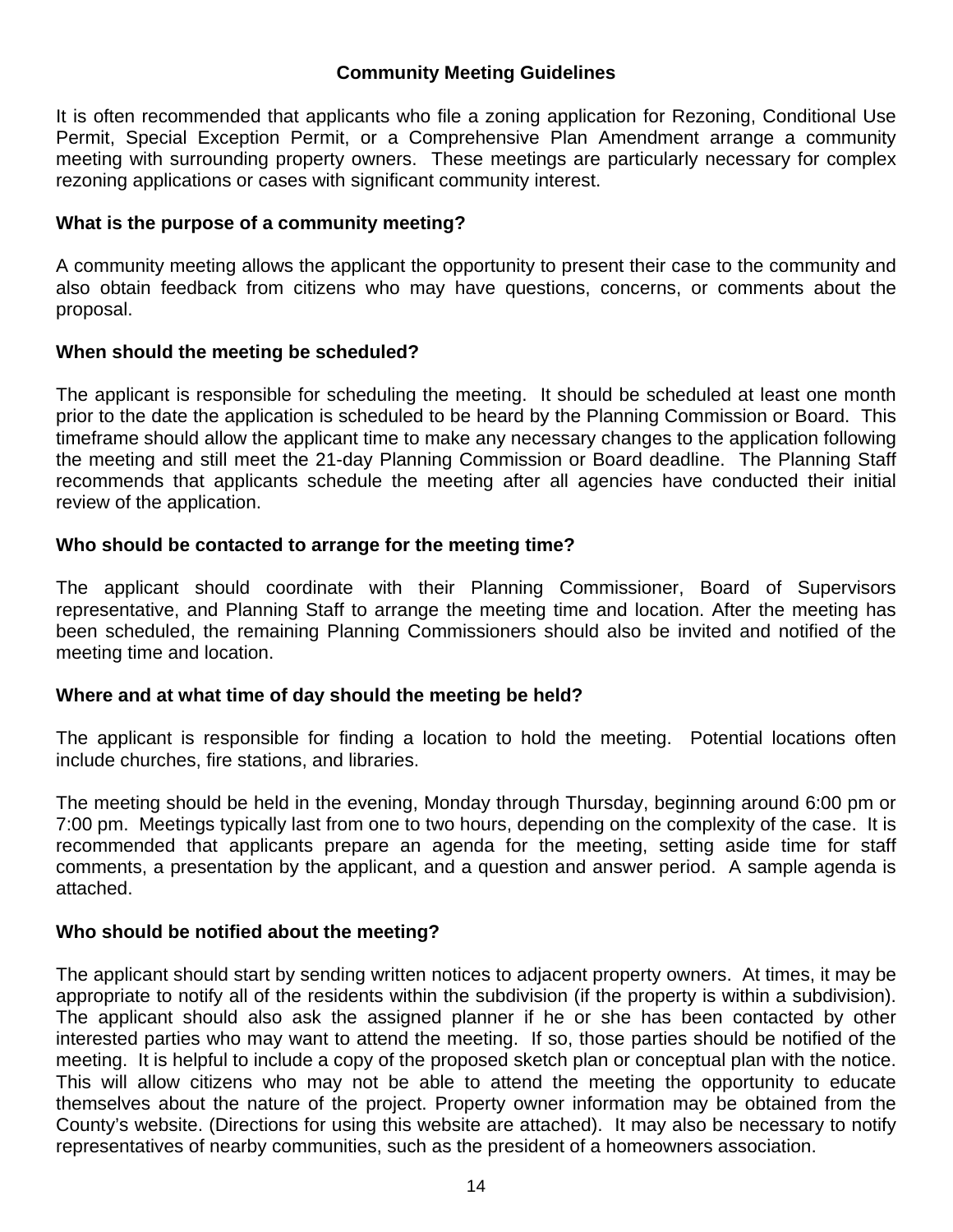## Community Meeting Guidelines

It is often recommended that applicants who file a zoning application for Rezoning, Conditional Use Permit, Special Exception Permit, or a Comprehensive Plan Amendment arrange a community meeting with surrounding property owners. These meetings are particularly necessary for complex rezoning applications or cases with significant community interest.

### What is the purpose of a community meeting?

A community meeting allows the applicant the opportunity to present their case to the community and also obtain feedback from citizens who may have questions, concerns, or comments about the proposal.

### When should the meeting be scheduled?

The applicant is responsible for scheduling the meeting. It should be scheduled at least one month prior to the date the application is scheduled to be heard by the Planning Commission or Board. This timeframe should allow the applicant time to make any necessary changes to the application following the meeting and still meet the 21-day Planning Commission or Board deadline. The Planning Staff recommends that applicants schedule the meeting after all agencies have conducted their initial review of the application.

### Who should be contacted to arrange for the meeting time?

The applicant should coordinate with their Planning Commissioner, Board of Supervisors representative, and Planning Staff to arrange the meeting time and location. After the meeting has been scheduled, the remaining Planning Commissioners should also be invited and notified of the meeting time and location.

### Where and at what time of day should the meeting be held?

The applicant is responsible for finding a location to hold the meeting. Potential locations often include churches, fire stations, and libraries.

The meeting should be held in the evening, Monday through Thursday, beginning around 6:00 pm or 7:00 pm. Meetings typically last from one to two hours, depending on the complexity of the case. It is recommended that applicants prepare an agenda for the meeting, setting aside time for staff comments, a presentation by the applicant, and a question and answer period. A sample agenda is attached.

### Who should be notified about the meeting?

The applicant should start by sending written notices to adjacent property owners. At times, it may be appropriate to notify all of the residents within the subdivision (if the property is within a subdivision). The applicant should also ask the assigned planner if he or she has been contacted by other interested parties who may want to attend the meeting. If so, those parties should be notified of the meeting. It is helpful to include a copy of the proposed sketch plan or conceptual plan with the notice. This will allow citizens who may not be able to attend the meeting the opportunity to educate themselves about the nature of the project. Property owner information may be obtained from the County's website. (Directions for using this website are attached). It may also be necessary to notify representatives of nearby communities, such as the president of a homeowners association.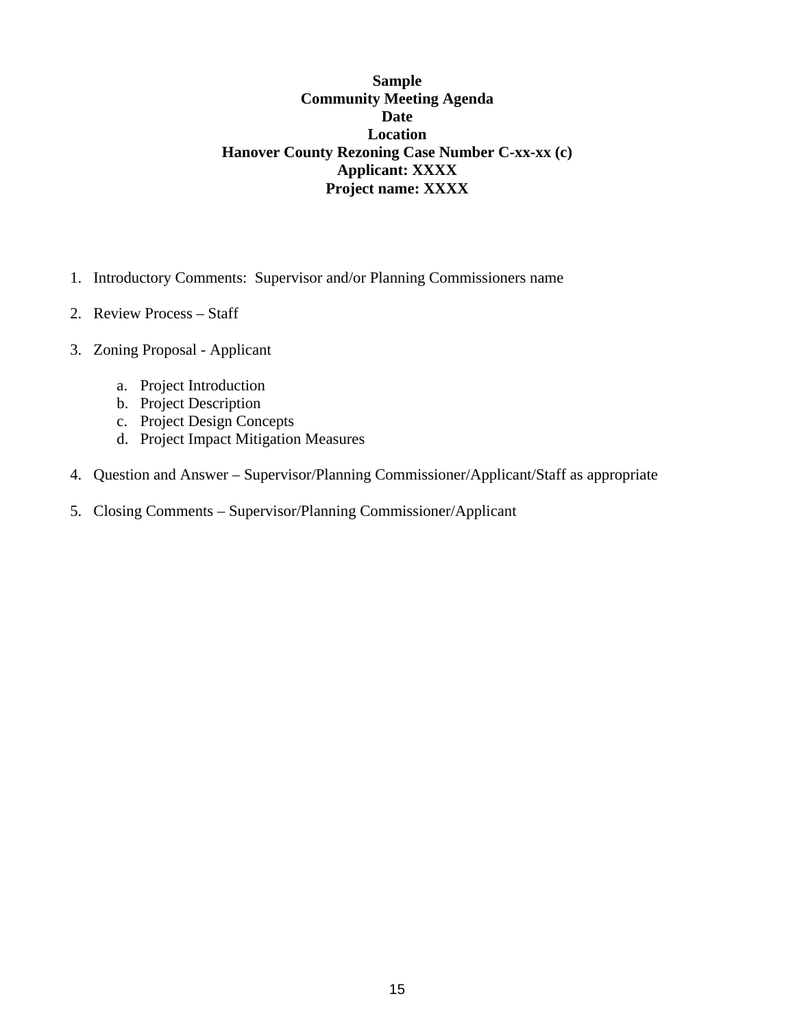**Sample**
**Community Meeting Agenda**
**Date**
**Location**
**Hanover County Rezoning Case Number C-xx-xx (c)**
**Applicant: XXXX**
**Project name: XXXX**

1. Introductory Comments: Supervisor and/or Planning Commissioners name

2. Review Process – Staff

3. Zoning Proposal - Applicant

   a. Project Introduction
   b. Project Description
   c. Project Design Concepts
   d. Project Impact Mitigation Measures

4. Question and Answer – Supervisor/Planning Commissioner/Applicant/Staff as appropriate

5. Closing Comments – Supervisor/Planning Commissioner/Applicant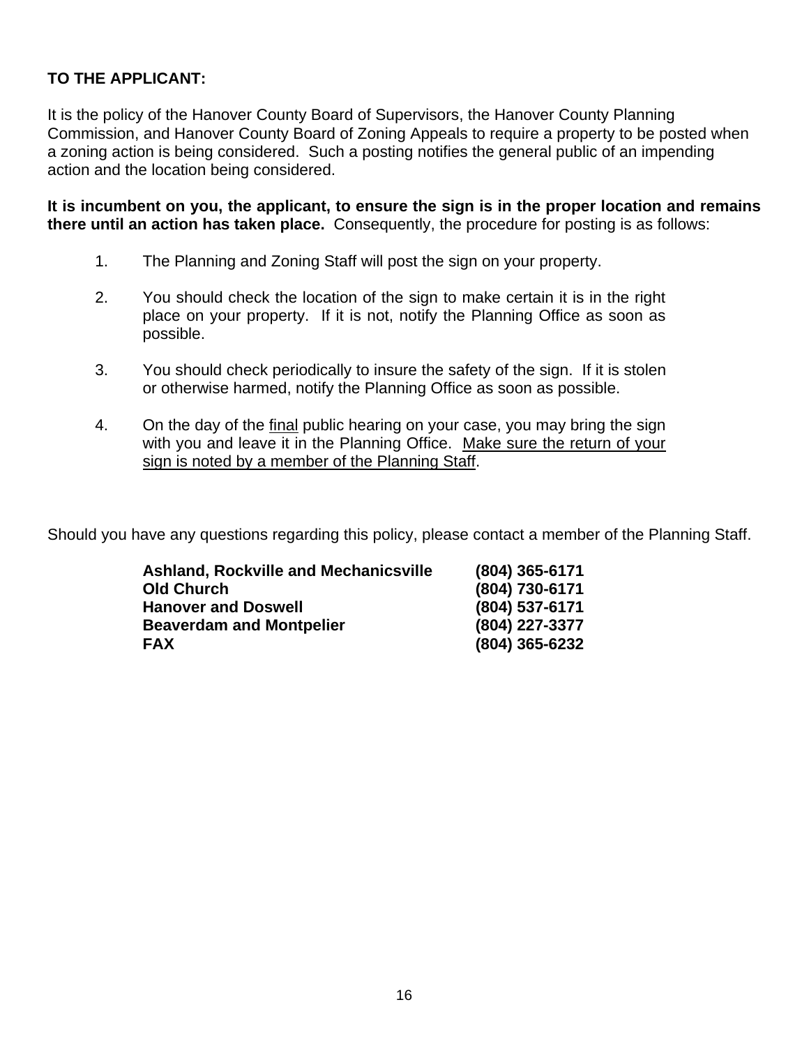**TO THE APPLICANT:**

It is the policy of the Hanover County Board of Supervisors, the Hanover County Planning Commission, and Hanover County Board of Zoning Appeals to require a property to be posted when a zoning action is being considered. Such a posting notifies the general public of an impending action and the location being considered.

**It is incumbent on you, the applicant, to ensure the sign is in the proper location and remains there until an action has taken place.** Consequently, the procedure for posting is as follows:

1. The Planning and Zoning Staff will post the sign on your property.

2. You should check the location of the sign to make certain it is in the right place on your property. If it is not, notify the Planning Office as soon as possible.

3. You should check periodically to insure the safety of the sign. If it is stolen or otherwise harmed, notify the Planning Office as soon as possible.

4. On the day of the <u>final</u> public hearing on your case, you may bring the sign with you and leave it in the Planning Office. <u>Make sure the return of your sign is noted by a member of the Planning Staff</u>.

Should you have any questions regarding this policy, please contact a member of the Planning Staff.

| | |
|---|---|
| **Ashland, Rockville and Mechanicsville** | **(804) 365-6171** |
| **Old Church** | **(804) 730-6171** |
| **Hanover and Doswell** | **(804) 537-6171** |
| **Beaverdam and Montpelier** | **(804) 227-3377** |
| **FAX** | **(804) 365-6232** |